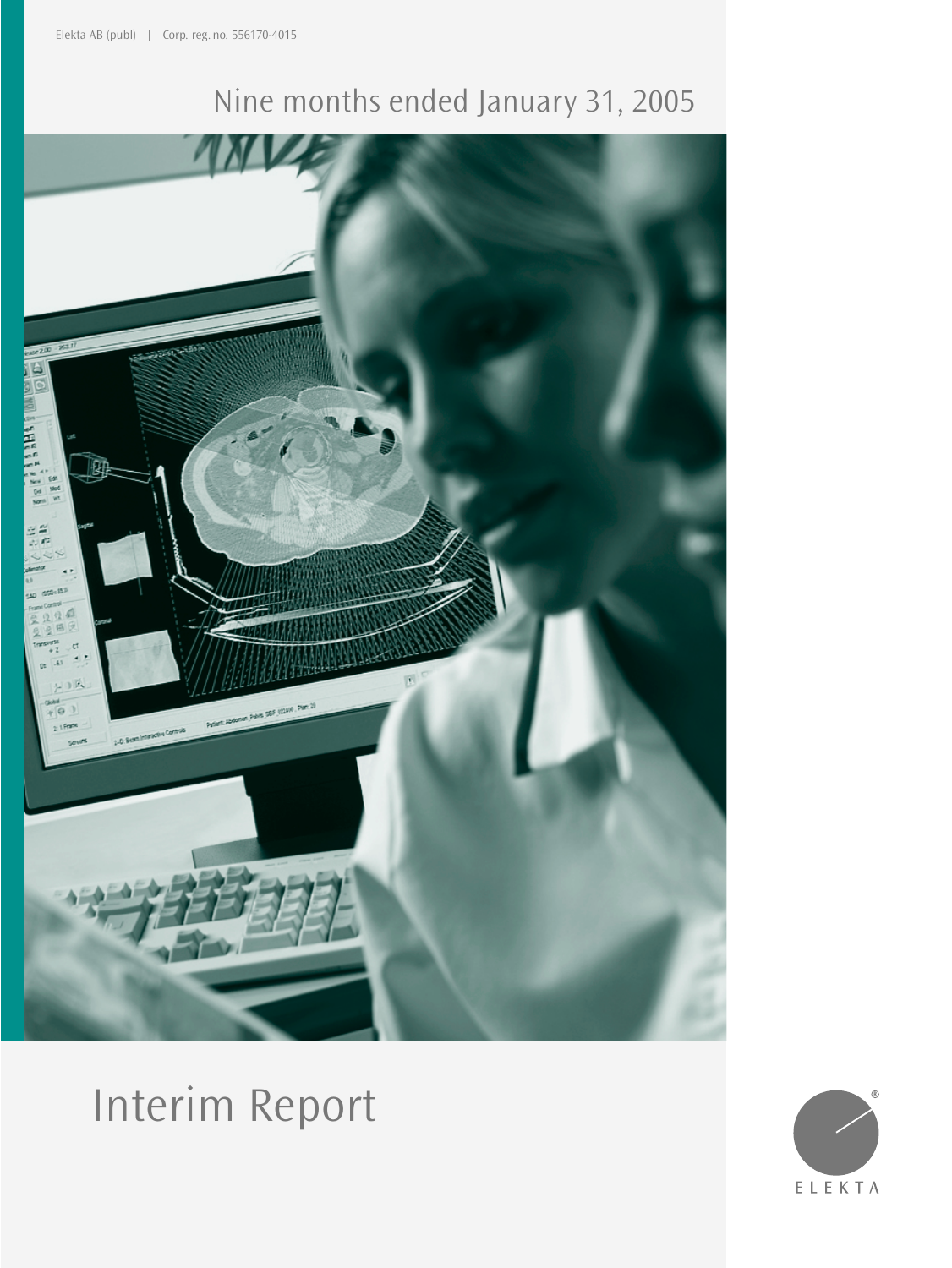Elekta AB (publ) | Corp. reg. no. 556170-4015

Nine months ended January 31, 2005

# Interim Report

ELEKTA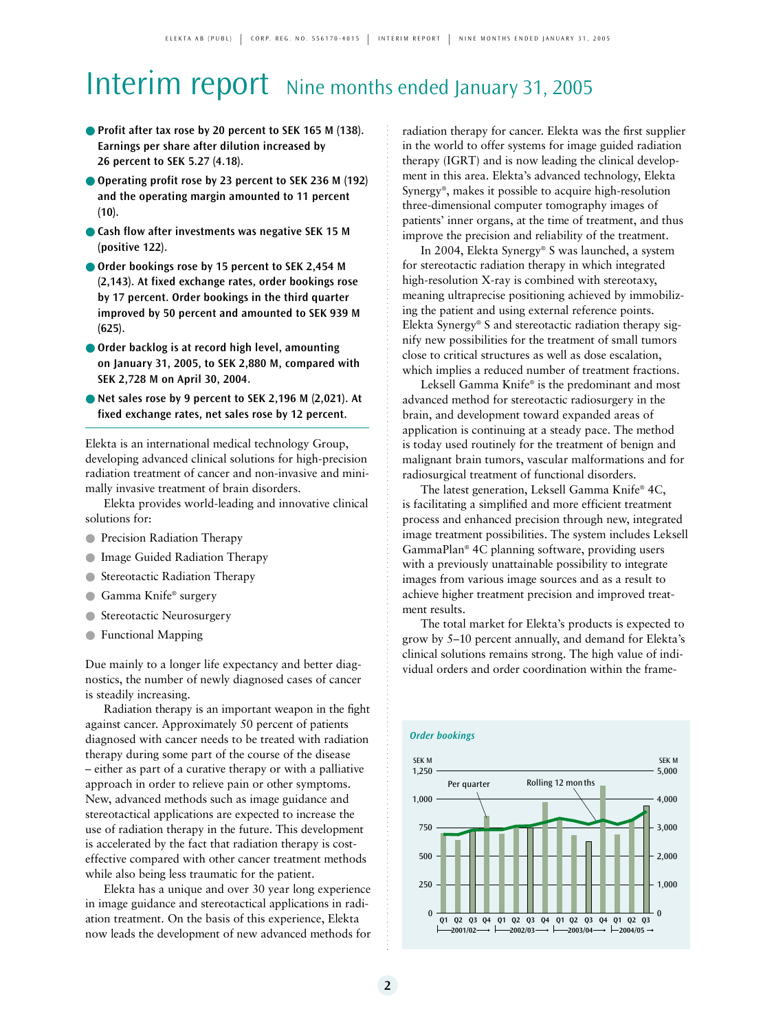# Interim report Nine months ended January 31, 2005

- **Profit after tax rose by 20 percent to SEK 165 M (138). Earnings per share after dilution increased by 26 percent to SEK 5.27 (4.18).**
- **Operating profit rose by 23 percent to SEK 236 M (192) and the operating margin amounted to 11 percent (10).**
- **Cash flow after investments was negative SEK 15 M (positive 122).**
- **Order bookings rose by 15 percent to SEK 2,454 M (2,143). At fixed exchange rates, order bookings rose by 17 percent. Order bookings in the third quarter improved by 50 percent and amounted to SEK 939 M (625).**
- **Order backlog is at record high level, amounting on January 31, 2005, to SEK 2,880 M, compared with SEK 2,728 M on April 30, 2004.**
- **Net sales rose by 9 percent to SEK 2,196 M (2,021). At fixed exchange rates, net sales rose by 12 percent.**

Elekta is an international medical technology Group, developing advanced clinical solutions for high-precision radiation treatment of cancer and non-invasive and minimally invasive treatment of brain disorders.

Elekta provides world-leading and innovative clinical solutions for:

- Precision Radiation Therapy
- Image Guided Radiation Therapy
- Stereotactic Radiation Therapy
- Gamma Knife® surgery
- Stereotactic Neurosurgery
- Functional Mapping

Due mainly to a longer life expectancy and better diagnostics, the number of newly diagnosed cases of cancer is steadily increasing.

Radiation therapy is an important weapon in the fight against cancer. Approximately 50 percent of patients diagnosed with cancer needs to be treated with radiation therapy during some part of the course of the disease – either as part of a curative therapy or with a palliative approach in order to relieve pain or other symptoms. New, advanced methods such as image guidance and stereotactical applications are expected to increase the use of radiation therapy in the future. This development is accelerated by the fact that radiation therapy is cost-effective compared with other cancer treatment methods while also being less traumatic for the patient.

Elekta has a unique and over 30 year long experience in image guidance and stereotactical applications in radiation treatment. On the basis of this experience, Elekta now leads the development of new advanced methods for radiation therapy for cancer. Elekta was the first supplier in the world to offer systems for image guided radiation therapy (IGRT) and is now leading the clinical development in this area. Elekta's advanced technology, Elekta Synergy®, makes it possible to acquire high-resolution three-dimensional computer tomography images of patients' inner organs, at the time of treatment, and thus improve the precision and reliability of the treatment.

In 2004, Elekta Synergy® S was launched, a system for stereotactic radiation therapy in which integrated high-resolution X-ray is combined with stereotaxy, meaning ultraprecise positioning achieved by immobilizing the patient and using external reference points. Elekta Synergy® S and stereotactic radiation therapy signify new possibilities for the treatment of small tumors close to critical structures as well as dose escalation, which implies a reduced number of treatment fractions.

Leksell Gamma Knife® is the predominant and most advanced method for stereotactic radiosurgery in the brain, and development toward expanded areas of application is continuing at a steady pace. The method is today used routinely for the treatment of benign and malignant brain tumors, vascular malformations and for radiosurgical treatment of functional disorders.

The latest generation, Leksell Gamma Knife® 4C, is facilitating a simplified and more efficient treatment process and enhanced precision through new, integrated image treatment possibilities. The system includes Leksell GammaPlan® 4C planning software, providing users with a previously unattainable possibility to integrate images from various image sources and as a result to achieve higher treatment precision and improved treatment results.

The total market for Elekta's products is expected to grow by 5–10 percent annually, and demand for Elekta's clinical solutions remains strong. The high value of individual orders and order coordination within the frame-

*Order bookings*

(Chart: SEK M per quarter, left axis 0–1,250; Rolling 12 months, right axis SEK M 0–5,000; quarters Q1–Q4 for 2001/02, 2002/03, 2003/04 and Q1–Q3 2004/05)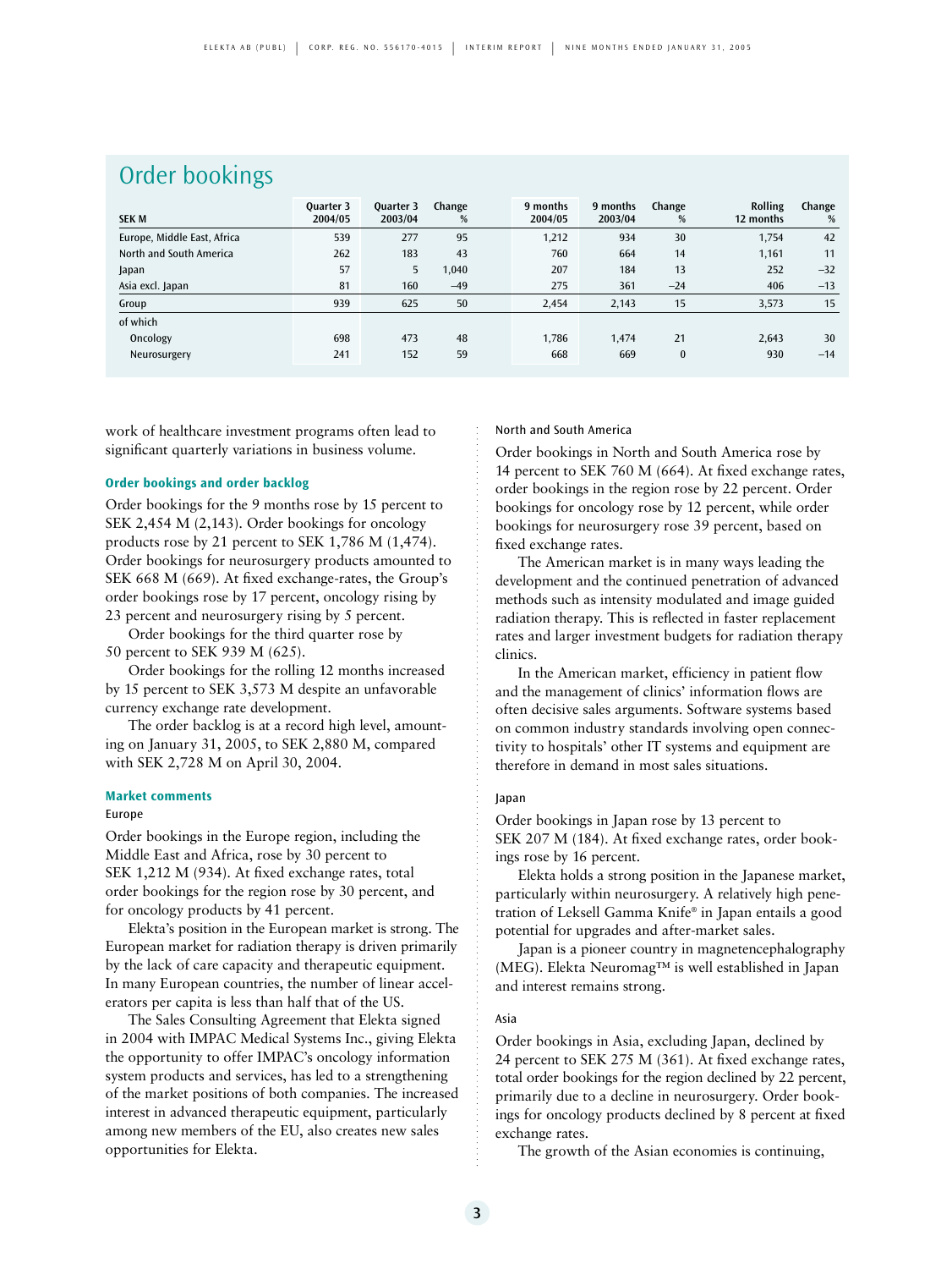## Order bookings

| SEK M | Quarter 3 2004/05 | Quarter 3 2003/04 | Change % | 9 months 2004/05 | 9 months 2003/04 | Change % | Rolling 12 months | Change % |
|---|---|---|---|---|---|---|---|---|
| Europe, Middle East, Africa | 539 | 277 | 95 | 1,212 | 934 | 30 | 1,754 | 42 |
| North and South America | 262 | 183 | 43 | 760 | 664 | 14 | 1,161 | 11 |
| Japan | 57 | 5 | 1,040 | 207 | 184 | 13 | 252 | –32 |
| Asia excl. Japan | 81 | 160 | –49 | 275 | 361 | –24 | 406 | –13 |
| Group | 939 | 625 | 50 | 2,454 | 2,143 | 15 | 3,573 | 15 |
| of which | | | | | | | | |
| Oncology | 698 | 473 | 48 | 1,786 | 1,474 | 21 | 2,643 | 30 |
| Neurosurgery | 241 | 152 | 59 | 668 | 669 | 0 | 930 | –14 |

work of healthcare investment programs often lead to significant quarterly variations in business volume.

### Order bookings and order backlog

Order bookings for the 9 months rose by 15 percent to SEK 2,454 M (2,143). Order bookings for oncology products rose by 21 percent to SEK 1,786 M (1,474). Order bookings for neurosurgery products amounted to SEK 668 M (669). At fixed exchange-rates, the Group's order bookings rose by 17 percent, oncology rising by 23 percent and neurosurgery rising by 5 percent.

Order bookings for the third quarter rose by 50 percent to SEK 939 M (625).

Order bookings for the rolling 12 months increased by 15 percent to SEK 3,573 M despite an unfavorable currency exchange rate development.

The order backlog is at a record high level, amounting on January 31, 2005, to SEK 2,880 M, compared with SEK 2,728 M on April 30, 2004.

### Market comments

#### Europe

Order bookings in the Europe region, including the Middle East and Africa, rose by 30 percent to SEK 1,212 M (934). At fixed exchange rates, total order bookings for the region rose by 30 percent, and for oncology products by 41 percent.

Elekta's position in the European market is strong. The European market for radiation therapy is driven primarily by the lack of care capacity and therapeutic equipment. In many European countries, the number of linear accelerators per capita is less than half that of the US.

The Sales Consulting Agreement that Elekta signed in 2004 with IMPAC Medical Systems Inc., giving Elekta the opportunity to offer IMPAC's oncology information system products and services, has led to a strengthening of the market positions of both companies. The increased interest in advanced therapeutic equipment, particularly among new members of the EU, also creates new sales opportunities for Elekta.

#### North and South America

Order bookings in North and South America rose by 14 percent to SEK 760 M (664). At fixed exchange rates, order bookings in the region rose by 22 percent. Order bookings for oncology rose by 12 percent, while order bookings for neurosurgery rose 39 percent, based on fixed exchange rates.

The American market is in many ways leading the development and the continued penetration of advanced methods such as intensity modulated and image guided radiation therapy. This is reflected in faster replacement rates and larger investment budgets for radiation therapy clinics.

In the American market, efficiency in patient flow and the management of clinics' information flows are often decisive sales arguments. Software systems based on common industry standards involving open connectivity to hospitals' other IT systems and equipment are therefore in demand in most sales situations.

#### Japan

Order bookings in Japan rose by 13 percent to SEK 207 M (184). At fixed exchange rates, order bookings rose by 16 percent.

Elekta holds a strong position in the Japanese market, particularly within neurosurgery. A relatively high penetration of Leksell Gamma Knife® in Japan entails a good potential for upgrades and after-market sales.

Japan is a pioneer country in magnetencephalography (MEG). Elekta Neuromag™ is well established in Japan and interest remains strong.

#### Asia

Order bookings in Asia, excluding Japan, declined by 24 percent to SEK 275 M (361). At fixed exchange rates, total order bookings for the region declined by 22 percent, primarily due to a decline in neurosurgery. Order bookings for oncology products declined by 8 percent at fixed exchange rates.

The growth of the Asian economies is continuing,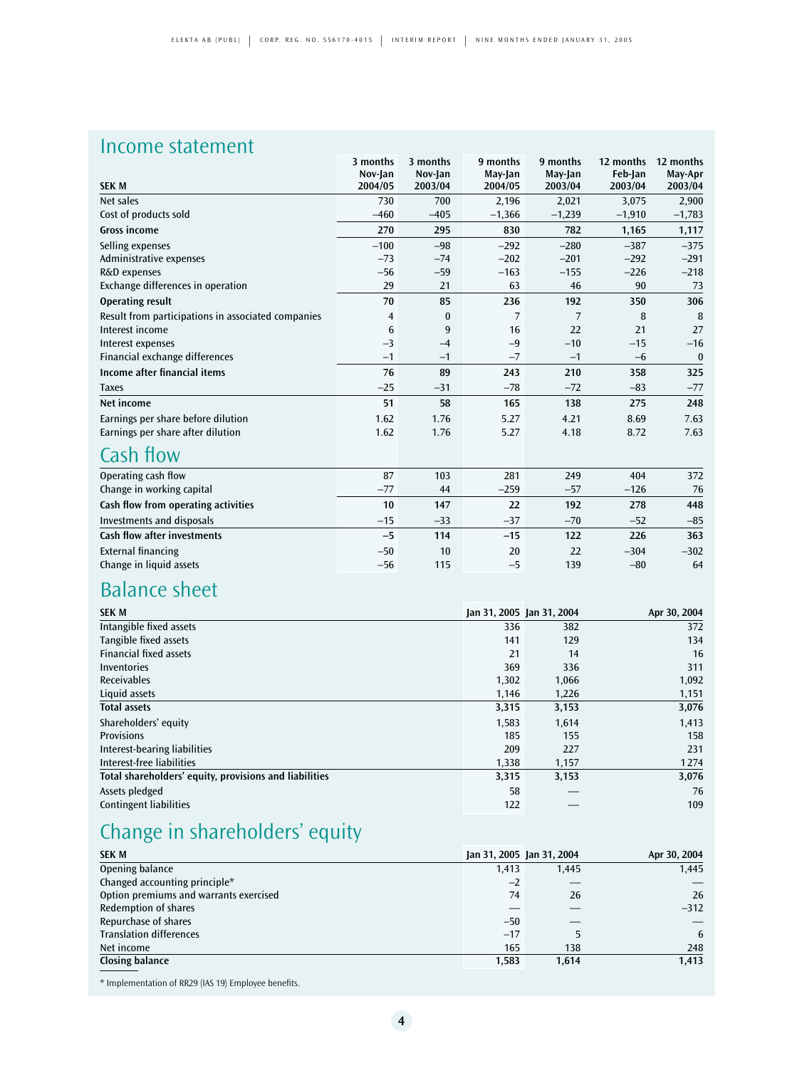## Income statement

| SEK M | 3 months Nov-Jan 2004/05 | 3 months Nov-Jan 2003/04 | 9 months May-Jan 2004/05 | 9 months May-Jan 2003/04 | 12 months Feb-Jan 2003/04 | 12 months May-Apr 2003/04 |
|---|---|---|---|---|---|---|
| Net sales | 730 | 700 | 2,196 | 2,021 | 3,075 | 2,900 |
| Cost of products sold | –460 | –405 | –1,366 | –1,239 | –1,910 | –1,783 |
| **Gross income** | **270** | **295** | **830** | **782** | **1,165** | **1,117** |
| Selling expenses | –100 | –98 | –292 | –280 | –387 | –375 |
| Administrative expenses | –73 | –74 | –202 | –201 | –292 | –291 |
| R&D expenses | –56 | –59 | –163 | –155 | –226 | –218 |
| Exchange differences in operation | 29 | 21 | 63 | 46 | 90 | 73 |
| **Operating result** | **70** | **85** | **236** | **192** | **350** | **306** |
| Result from participations in associated companies | 4 | 0 | 7 | 7 | 8 | 8 |
| Interest income | 6 | 9 | 16 | 22 | 21 | 27 |
| Interest expenses | –3 | –4 | –9 | –10 | –15 | –16 |
| Financial exchange differences | –1 | –1 | –7 | –1 | –6 | 0 |
| **Income after financial items** | **76** | **89** | **243** | **210** | **358** | **325** |
| Taxes | –25 | –31 | –78 | –72 | –83 | –77 |
| **Net income** | **51** | **58** | **165** | **138** | **275** | **248** |
| Earnings per share before dilution | 1.62 | 1.76 | 5.27 | 4.21 | 8.69 | 7.63 |
| Earnings per share after dilution | 1.62 | 1.76 | 5.27 | 4.18 | 8.72 | 7.63 |

## Cash flow

| | 3 months Nov-Jan 2004/05 | 3 months Nov-Jan 2003/04 | 9 months May-Jan 2004/05 | 9 months May-Jan 2003/04 | 12 months Feb-Jan 2003/04 | 12 months May-Apr 2003/04 |
|---|---|---|---|---|---|---|
| Operating cash flow | 87 | 103 | 281 | 249 | 404 | 372 |
| Change in working capital | –77 | 44 | –259 | –57 | –126 | 76 |
| **Cash flow from operating activities** | **10** | **147** | **22** | **192** | **278** | **448** |
| Investments and disposals | –15 | –33 | –37 | –70 | –52 | –85 |
| **Cash flow after investments** | **–5** | **114** | **–15** | **122** | **226** | **363** |
| External financing | –50 | 10 | 20 | 22 | –304 | –302 |
| Change in liquid assets | –56 | 115 | –5 | 139 | –80 | 64 |

## Balance sheet

| SEK M | Jan 31, 2005 | Jan 31, 2004 | Apr 30, 2004 |
|---|---|---|---|
| Intangible fixed assets | 336 | 382 | 372 |
| Tangible fixed assets | 141 | 129 | 134 |
| Financial fixed assets | 21 | 14 | 16 |
| Inventories | 369 | 336 | 311 |
| Receivables | 1,302 | 1,066 | 1,092 |
| Liquid assets | 1,146 | 1,226 | 1,151 |
| **Total assets** | **3,315** | **3,153** | **3,076** |
| Shareholders' equity | 1,583 | 1,614 | 1,413 |
| Provisions | 185 | 155 | 158 |
| Interest-bearing liabilities | 209 | 227 | 231 |
| Interest-free liabilities | 1,338 | 1,157 | 1 274 |
| **Total shareholders' equity, provisions and liabilities** | **3,315** | **3,153** | **3,076** |
| Assets pledged | 58 | — | 76 |
| Contingent liabilities | 122 | — | 109 |

## Change in shareholders' equity

| SEK M | Jan 31, 2005 | Jan 31, 2004 | Apr 30, 2004 |
|---|---|---|---|
| Opening balance | 1,413 | 1,445 | 1,445 |
| Changed accounting principle* | –2 | — | — |
| Option premiums and warrants exercised | 74 | 26 | 26 |
| Redemption of shares | — | — | –312 |
| Repurchase of shares | –50 | — | — |
| Translation differences | –17 | 5 | 6 |
| Net income | 165 | 138 | 248 |
| **Closing balance** | **1,583** | **1,614** | **1,413** |

* Implementation of RR29 (IAS 19) Employee benefits.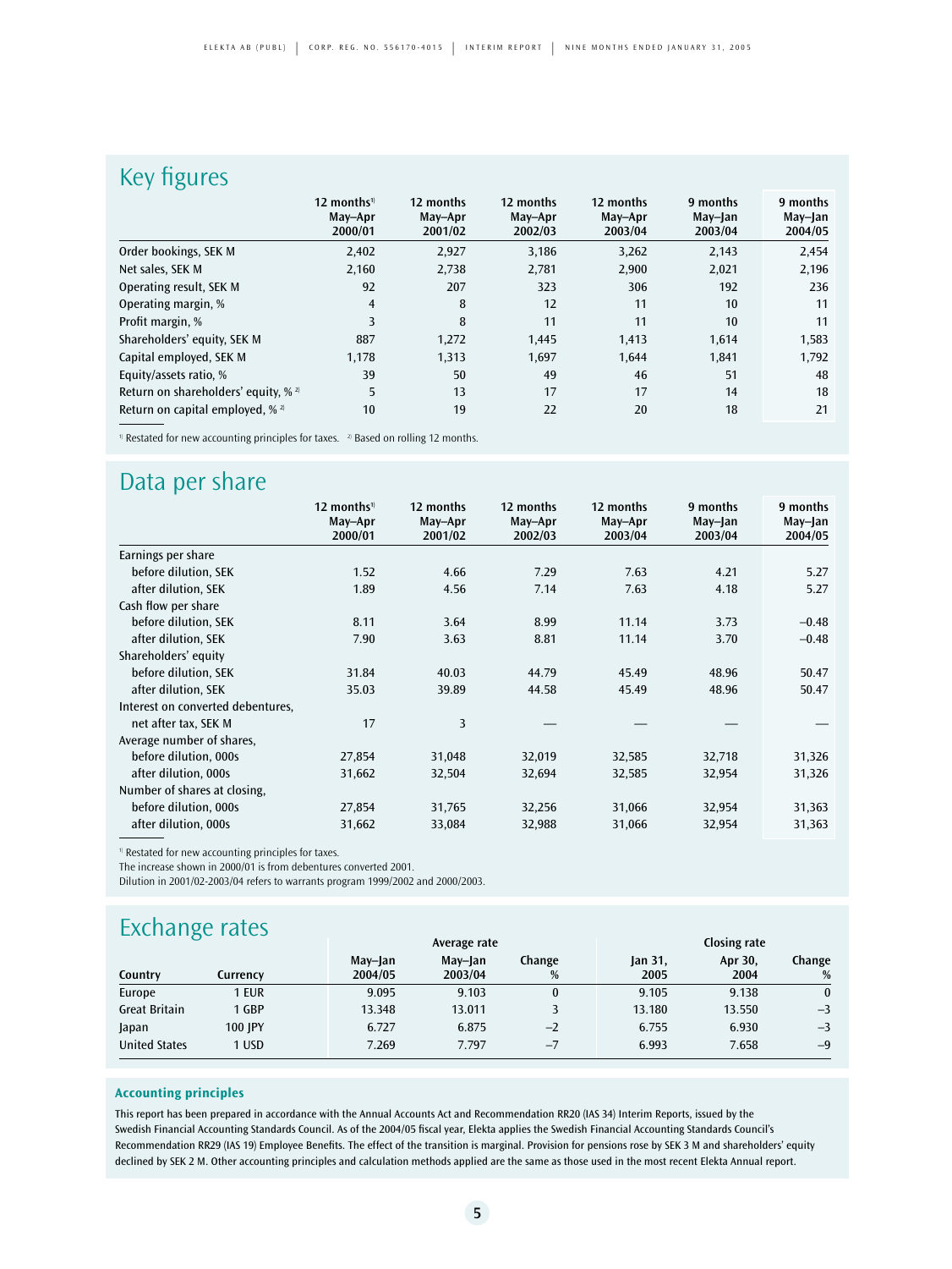## Key figures

| | 12 months[1] May–Apr 2000/01 | 12 months May–Apr 2001/02 | 12 months May–Apr 2002/03 | 12 months May–Apr 2003/04 | 9 months May–Jan 2003/04 | 9 months May–Jan 2004/05 |
|---|---|---|---|---|---|---|
| Order bookings, SEK M | 2,402 | 2,927 | 3,186 | 3,262 | 2,143 | 2,454 |
| Net sales, SEK M | 2,160 | 2,738 | 2,781 | 2,900 | 2,021 | 2,196 |
| Operating result, SEK M | 92 | 207 | 323 | 306 | 192 | 236 |
| Operating margin, % | 4 | 8 | 12 | 11 | 10 | 11 |
| Profit margin, % | 3 | 8 | 11 | 11 | 10 | 11 |
| Shareholders' equity, SEK M | 887 | 1,272 | 1,445 | 1,413 | 1,614 | 1,583 |
| Capital employed, SEK M | 1,178 | 1,313 | 1,697 | 1,644 | 1,841 | 1,792 |
| Equity/assets ratio, % | 39 | 50 | 49 | 46 | 51 | 48 |
| Return on shareholders' equity, % [2] | 5 | 13 | 17 | 17 | 14 | 18 |
| Return on capital employed, % [2] | 10 | 19 | 22 | 20 | 18 | 21 |

[1] Restated for new accounting principles for taxes. [2] Based on rolling 12 months.

## Data per share

| | 12 months[1] May–Apr 2000/01 | 12 months May–Apr 2001/02 | 12 months May–Apr 2002/03 | 12 months May–Apr 2003/04 | 9 months May–Jan 2003/04 | 9 months May–Jan 2004/05 |
|---|---|---|---|---|---|---|
| Earnings per share | | | | | | |
| before dilution, SEK | 1.52 | 4.66 | 7.29 | 7.63 | 4.21 | 5.27 |
| after dilution, SEK | 1.89 | 4.56 | 7.14 | 7.63 | 4.18 | 5.27 |
| Cash flow per share | | | | | | |
| before dilution, SEK | 8.11 | 3.64 | 8.99 | 11.14 | 3.73 | –0.48 |
| after dilution, SEK | 7.90 | 3.63 | 8.81 | 11.14 | 3.70 | –0.48 |
| Shareholders' equity | | | | | | |
| before dilution, SEK | 31.84 | 40.03 | 44.79 | 45.49 | 48.96 | 50.47 |
| after dilution, SEK | 35.03 | 39.89 | 44.58 | 45.49 | 48.96 | 50.47 |
| Interest on converted debentures, net after tax, SEK M | 17 | 3 | — | — | — | — |
| Average number of shares, | | | | | | |
| before dilution, 000s | 27,854 | 31,048 | 32,019 | 32,585 | 32,718 | 31,326 |
| after dilution, 000s | 31,662 | 32,504 | 32,694 | 32,585 | 32,954 | 31,326 |
| Number of shares at closing, | | | | | | |
| before dilution, 000s | 27,854 | 31,765 | 32,256 | 31,066 | 32,954 | 31,363 |
| after dilution, 000s | 31,662 | 33,084 | 32,988 | 31,066 | 32,954 | 31,363 |

[1] Restated for new accounting principles for taxes.
The increase shown in 2000/01 is from debentures converted 2001.
Dilution in 2001/02-2003/04 refers to warrants program 1999/2002 and 2000/2003.

## Exchange rates

| | | Average rate | | | Closing rate | | |
|---|---|---|---|---|---|---|---|
| Country | Currency | May–Jan 2004/05 | May–Jan 2003/04 | Change % | Jan 31, 2005 | Apr 30, 2004 | Change % |
| Europe | 1 EUR | 9.095 | 9.103 | 0 | 9.105 | 9.138 | 0 |
| Great Britain | 1 GBP | 13.348 | 13.011 | 3 | 13.180 | 13.550 | –3 |
| Japan | 100 JPY | 6.727 | 6.875 | –2 | 6.755 | 6.930 | –3 |
| United States | 1 USD | 7.269 | 7.797 | –7 | 6.993 | 7.658 | –9 |

### Accounting principles

This report has been prepared in accordance with the Annual Accounts Act and Recommendation RR20 (IAS 34) Interim Reports, issued by the Swedish Financial Accounting Standards Council. As of the 2004/05 fiscal year, Elekta applies the Swedish Financial Accounting Standards Council's Recommendation RR29 (IAS 19) Employee Benefits. The effect of the transition is marginal. Provision for pensions rose by SEK 3 M and shareholders' equity declined by SEK 2 M. Other accounting principles and calculation methods applied are the same as those used in the most recent Elekta Annual report.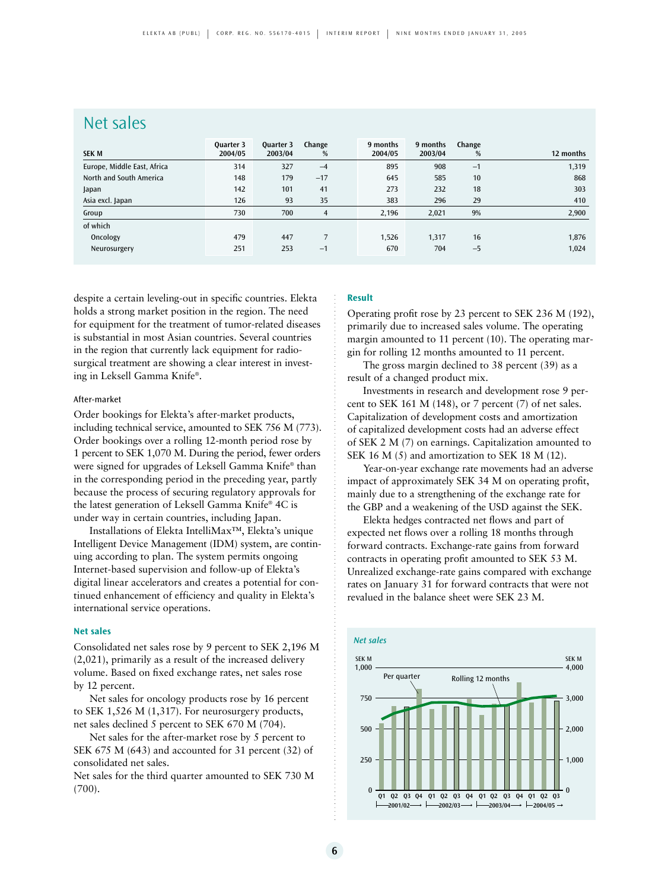## Net sales

| SEK M | Quarter 3 2004/05 | Quarter 3 2003/04 | Change % | 9 months 2004/05 | 9 months 2003/04 | Change % | 12 months |
|---|---|---|---|---|---|---|---|
| Europe, Middle East, Africa | 314 | 327 | –4 | 895 | 908 | –1 | 1,319 |
| North and South America | 148 | 179 | –17 | 645 | 585 | 10 | 868 |
| Japan | 142 | 101 | 41 | 273 | 232 | 18 | 303 |
| Asia excl. Japan | 126 | 93 | 35 | 383 | 296 | 29 | 410 |
| Group | 730 | 700 | 4 | 2,196 | 2,021 | 9% | 2,900 |
| of which | | | | | | | |
| Oncology | 479 | 447 | 7 | 1,526 | 1,317 | 16 | 1,876 |
| Neurosurgery | 251 | 253 | –1 | 670 | 704 | –5 | 1,024 |

despite a certain leveling-out in specific countries. Elekta holds a strong market position in the region. The need for equipment for the treatment of tumor-related diseases is substantial in most Asian countries. Several countries in the region that currently lack equipment for radiosurgical treatment are showing a clear interest in investing in Leksell Gamma Knife®.

### After-market

Order bookings for Elekta's after-market products, including technical service, amounted to SEK 756 M (773). Order bookings over a rolling 12-month period rose by 1 percent to SEK 1,070 M. During the period, fewer orders were signed for upgrades of Leksell Gamma Knife® than in the corresponding period in the preceding year, partly because the process of securing regulatory approvals for the latest generation of Leksell Gamma Knife® 4C is under way in certain countries, including Japan.

Installations of Elekta IntelliMax™, Elekta's unique Intelligent Device Management (IDM) system, are continuing according to plan. The system permits ongoing Internet-based supervision and follow-up of Elekta's digital linear accelerators and creates a potential for continued enhancement of efficiency and quality in Elekta's international service operations.

### Net sales

Consolidated net sales rose by 9 percent to SEK 2,196 M (2,021), primarily as a result of the increased delivery volume. Based on fixed exchange rates, net sales rose by 12 percent.

Net sales for oncology products rose by 16 percent to SEK 1,526 M (1,317). For neurosurgery products, net sales declined 5 percent to SEK 670 M (704).

Net sales for the after-market rose by 5 percent to SEK 675 M (643) and accounted for 31 percent (32) of consolidated net sales.

Net sales for the third quarter amounted to SEK 730 M (700).

### Result

Operating profit rose by 23 percent to SEK 236 M (192), primarily due to increased sales volume. The operating margin amounted to 11 percent (10). The operating margin for rolling 12 months amounted to 11 percent.

The gross margin declined to 38 percent (39) as a result of a changed product mix.

Investments in research and development rose 9 percent to SEK 161 M (148), or 7 percent (7) of net sales. Capitalization of development costs and amortization of capitalized development costs had an adverse effect of SEK 2 M (7) on earnings. Capitalization amounted to SEK 16 M (5) and amortization to SEK 18 M (12).

Year-on-year exchange rate movements had an adverse impact of approximately SEK 34 M on operating profit, mainly due to a strengthening of the exchange rate for the GBP and a weakening of the USD against the SEK.

Elekta hedges contracted net flows and part of expected net flows over a rolling 18 months through forward contracts. Exchange-rate gains from forward contracts in operating profit amounted to SEK 53 M. Unrealized exchange-rate gains compared with exchange rates on January 31 for forward contracts that were not revalued in the balance sheet were SEK 23 M.

*Net sales*

SEK M — Per quarter / Rolling 12 months — SEK M

Q1 Q2 Q3 Q4 Q1 Q2 Q3 Q4 Q1 Q2 Q3 Q4 Q1 Q2 Q3

2001/02 — 2002/03 — 2003/04 — 2004/05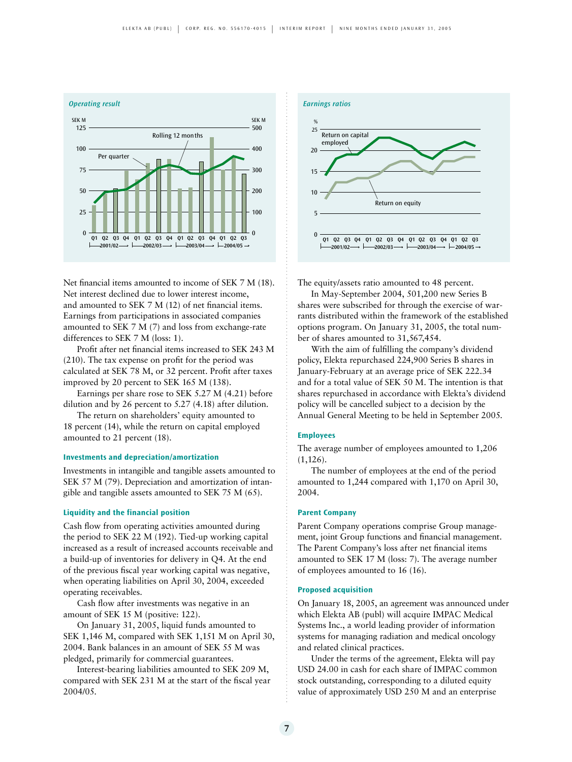*Operating result*

*Earnings ratios*

Net financial items amounted to income of SEK 7 M (18). Net interest declined due to lower interest income, and amounted to SEK 7 M (12) of net financial items. Earnings from participations in associated companies amounted to SEK 7 M (7) and loss from exchange-rate differences to SEK 7 M (loss: 1).

Profit after net financial items increased to SEK 243 M (210). The tax expense on profit for the period was calculated at SEK 78 M, or 32 percent. Profit after taxes improved by 20 percent to SEK 165 M (138).

Earnings per share rose to SEK 5.27 M (4.21) before dilution and by 26 percent to 5.27 (4.18) after dilution.

The return on shareholders' equity amounted to 18 percent (14), while the return on capital employed amounted to 21 percent (18).

### Investments and depreciation/amortization

Investments in intangible and tangible assets amounted to SEK 57 M (79). Depreciation and amortization of intangible and tangible assets amounted to SEK 75 M (65).

### Liquidity and the financial position

Cash flow from operating activities amounted during the period to SEK 22 M (192). Tied-up working capital increased as a result of increased accounts receivable and a build-up of inventories for delivery in Q4. At the end of the previous fiscal year working capital was negative, when operating liabilities on April 30, 2004, exceeded operating receivables.

Cash flow after investments was negative in an amount of SEK 15 M (positive: 122).

On January 31, 2005, liquid funds amounted to SEK 1,146 M, compared with SEK 1,151 M on April 30, 2004. Bank balances in an amount of SEK 55 M was pledged, primarily for commercial guarantees.

Interest-bearing liabilities amounted to SEK 209 M, compared with SEK 231 M at the start of the fiscal year 2004/05.

The equity/assets ratio amounted to 48 percent.

In May-September 2004, 501,200 new Series B shares were subscribed for through the exercise of warrants distributed within the framework of the established options program. On January 31, 2005, the total number of shares amounted to 31,567,454.

With the aim of fulfilling the company's dividend policy, Elekta repurchased 224,900 Series B shares in January-February at an average price of SEK 222.34 and for a total value of SEK 50 M. The intention is that shares repurchased in accordance with Elekta's dividend policy will be cancelled subject to a decision by the Annual General Meeting to be held in September 2005.

### Employees

The average number of employees amounted to 1,206 (1,126).

The number of employees at the end of the period amounted to 1,244 compared with 1,170 on April 30, 2004.

### Parent Company

Parent Company operations comprise Group management, joint Group functions and financial management. The Parent Company's loss after net financial items amounted to SEK 17 M (loss: 7). The average number of employees amounted to 16 (16).

### Proposed acquisition

On January 18, 2005, an agreement was announced under which Elekta AB (publ) will acquire IMPAC Medical Systems Inc., a world leading provider of information systems for managing radiation and medical oncology and related clinical practices.

Under the terms of the agreement, Elekta will pay USD 24.00 in cash for each share of IMPAC common stock outstanding, corresponding to a diluted equity value of approximately USD 250 M and an enterprise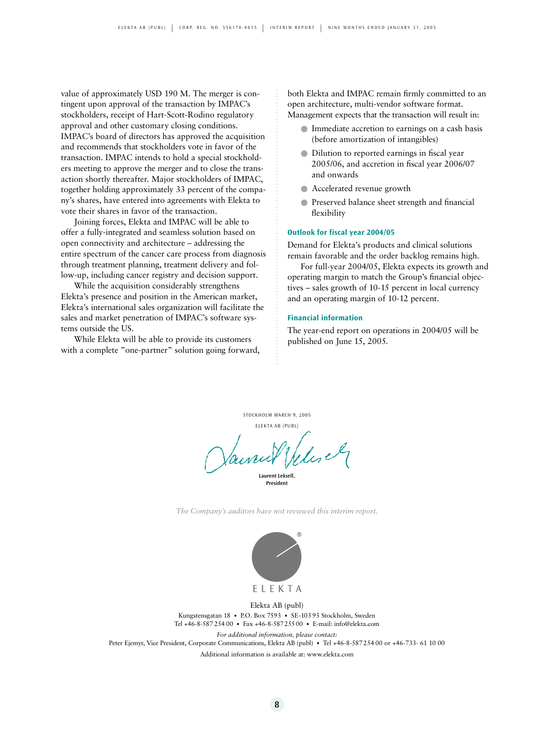value of approximately USD 190 M. The merger is contingent upon approval of the transaction by IMPAC's stockholders, receipt of Hart-Scott-Rodino regulatory approval and other customary closing conditions. IMPAC's board of directors has approved the acquisition and recommends that stockholders vote in favor of the transaction. IMPAC intends to hold a special stockholders meeting to approve the merger and to close the transaction shortly thereafter. Major stockholders of IMPAC, together holding approximately 33 percent of the company's shares, have entered into agreements with Elekta to vote their shares in favor of the transaction.

Joining forces, Elekta and IMPAC will be able to offer a fully-integrated and seamless solution based on open connectivity and architecture – addressing the entire spectrum of the cancer care process from diagnosis through treatment planning, treatment delivery and follow-up, including cancer registry and decision support.

While the acquisition considerably strengthens Elekta's presence and position in the American market, Elekta's international sales organization will facilitate the sales and market penetration of IMPAC's software systems outside the US.

While Elekta will be able to provide its customers with a complete "one-partner" solution going forward, both Elekta and IMPAC remain firmly committed to an open architecture, multi-vendor software format. Management expects that the transaction will result in:

- Immediate accretion to earnings on a cash basis (before amortization of intangibles)
- Dilution to reported earnings in fiscal year 2005/06, and accretion in fiscal year 2006/07 and onwards
- Accelerated revenue growth
- Preserved balance sheet strength and financial flexibility

### Outlook for fiscal year 2004/05

Demand for Elekta's products and clinical solutions remain favorable and the order backlog remains high.

For full-year 2004/05, Elekta expects its growth and operating margin to match the Group's financial objectives – sales growth of 10-15 percent in local currency and an operating margin of 10-12 percent.

### Financial information

The year-end report on operations in 2004/05 will be published on June 15, 2005.

STOCKHOLM MARCH 9, 2005

ELEKTA AB (PUBL)

**Laurent Leksell,**
**President**

*The Company's auditors have not reviewed this interim report.*

ELEKTA

Elekta AB (publ)

Kungstensgatan 18 • P.O. Box 7593 • SE-103 93 Stockholm, Sweden
Tel +46-8-587 254 00 • Fax +46-8-587 255 00 • E-mail: info@elekta.com

*For additional information, please contact:*
Peter Ejemyr, Vice President, Corporate Communications, Elekta AB (publ) • Tel +46-8-587 254 00 or +46-733- 61 10 00

Additional information is available at: www.elekta.com